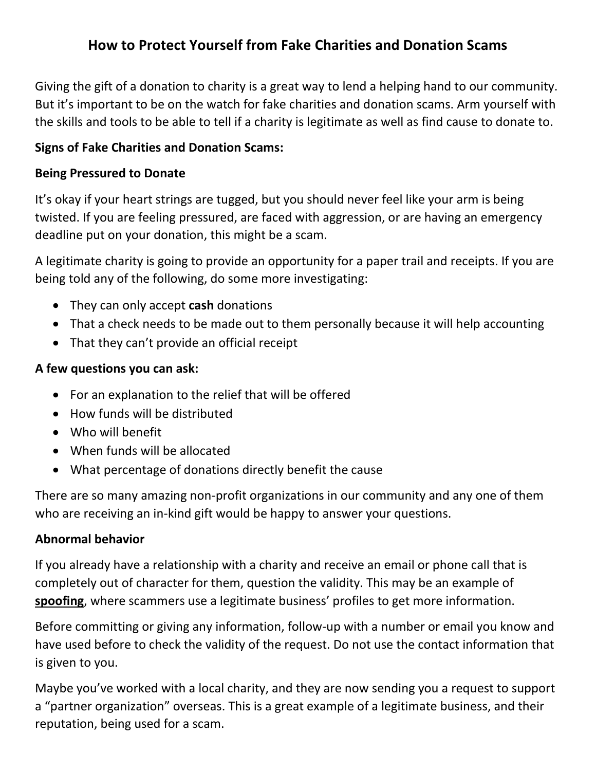# How to Protect Yourself from Fake Charities and Donation Scams

Giving the gift of a donation to charity is a great way to lend a helping hand to our community. But it's important to be on the watch for fake charities and donation scams. Arm yourself with the skills and tools to be able to tell if a charity is legitimate as well as find cause to donate to.

**Signs of Fake Charities and Donation Scams:**

**Being Pressured to Donate**

It's okay if your heart strings are tugged, but you should never feel like your arm is being twisted. If you are feeling pressured, are faced with aggression, or are having an emergency deadline put on your donation, this might be a scam.

A legitimate charity is going to provide an opportunity for a paper trail and receipts. If you are being told any of the following, do some more investigating:

- They can only accept **cash** donations
- That a check needs to be made out to them personally because it will help accounting
- That they can't provide an official receipt

**A few questions you can ask:**

- For an explanation to the relief that will be offered
- How funds will be distributed
- Who will benefit
- When funds will be allocated
- What percentage of donations directly benefit the cause

There are so many amazing non-profit organizations in our community and any one of them who are receiving an in-kind gift would be happy to answer your questions.

**Abnormal behavior**

If you already have a relationship with a charity and receive an email or phone call that is completely out of character for them, question the validity. This may be an example of **spoofing**, where scammers use a legitimate business' profiles to get more information.

Before committing or giving any information, follow-up with a number or email you know and have used before to check the validity of the request. Do not use the contact information that is given to you.

Maybe you've worked with a local charity, and they are now sending you a request to support a "partner organization" overseas. This is a great example of a legitimate business, and their reputation, being used for a scam.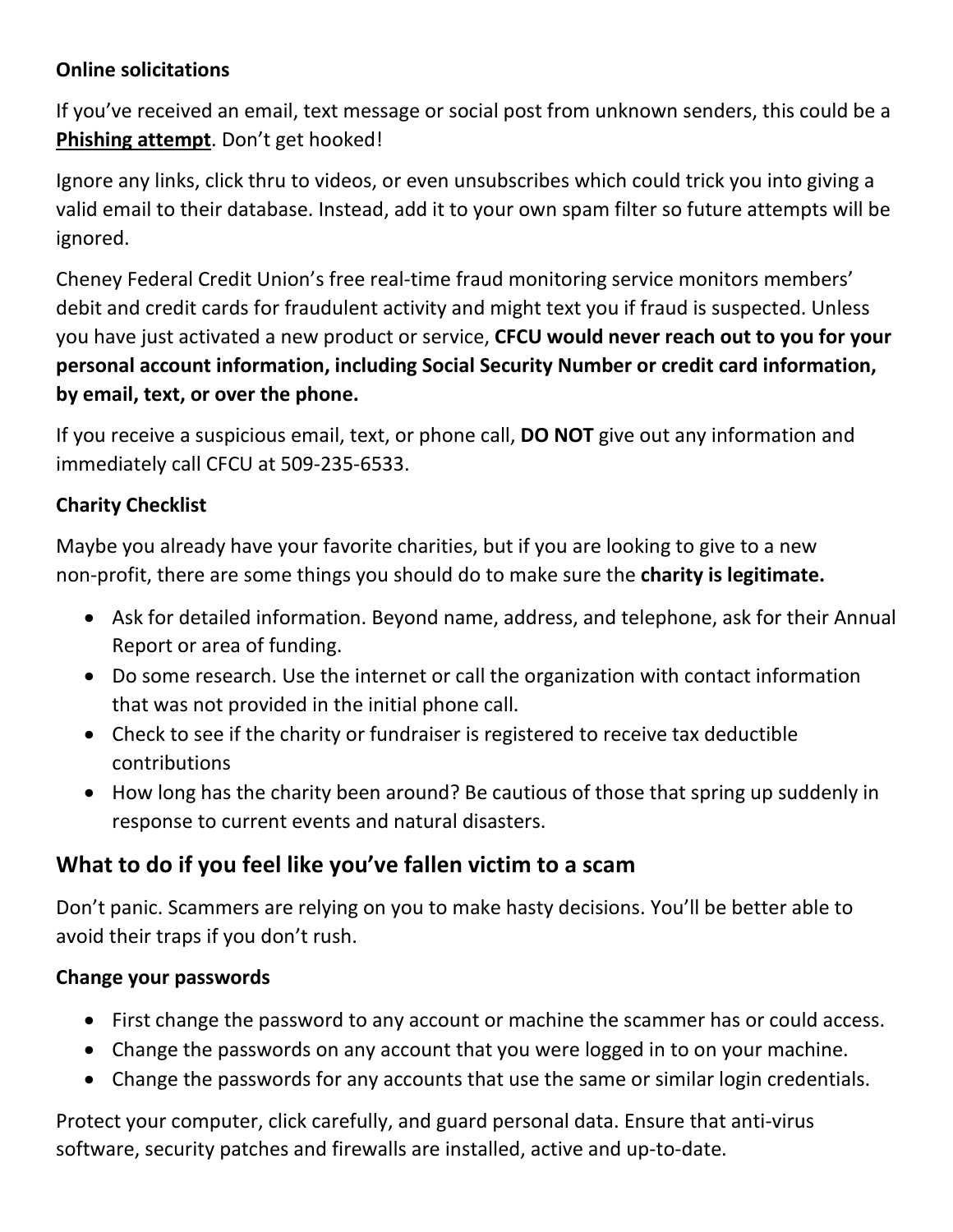**Online solicitations**

If you've received an email, text message or social post from unknown senders, this could be a **Phishing attempt**. Don't get hooked!

Ignore any links, click thru to videos, or even unsubscribes which could trick you into giving a valid email to their database. Instead, add it to your own spam filter so future attempts will be ignored.

Cheney Federal Credit Union's free real-time fraud monitoring service monitors members' debit and credit cards for fraudulent activity and might text you if fraud is suspected. Unless you have just activated a new product or service, **CFCU would never reach out to you for your personal account information, including Social Security Number or credit card information, by email, text, or over the phone.**

If you receive a suspicious email, text, or phone call, **DO NOT** give out any information and immediately call CFCU at 509-235-6533.

**Charity Checklist**

Maybe you already have your favorite charities, but if you are looking to give to a new non-profit, there are some things you should do to make sure the **charity is legitimate.**

- Ask for detailed information. Beyond name, address, and telephone, ask for their Annual Report or area of funding.
- Do some research. Use the internet or call the organization with contact information that was not provided in the initial phone call.
- Check to see if the charity or fundraiser is registered to receive tax deductible contributions
- How long has the charity been around? Be cautious of those that spring up suddenly in response to current events and natural disasters.

## What to do if you feel like you've fallen victim to a scam

Don't panic. Scammers are relying on you to make hasty decisions. You'll be better able to avoid their traps if you don't rush.

**Change your passwords**

- First change the password to any account or machine the scammer has or could access.
- Change the passwords on any account that you were logged in to on your machine.
- Change the passwords for any accounts that use the same or similar login credentials.

Protect your computer, click carefully, and guard personal data. Ensure that anti-virus software, security patches and firewalls are installed, active and up-to-date.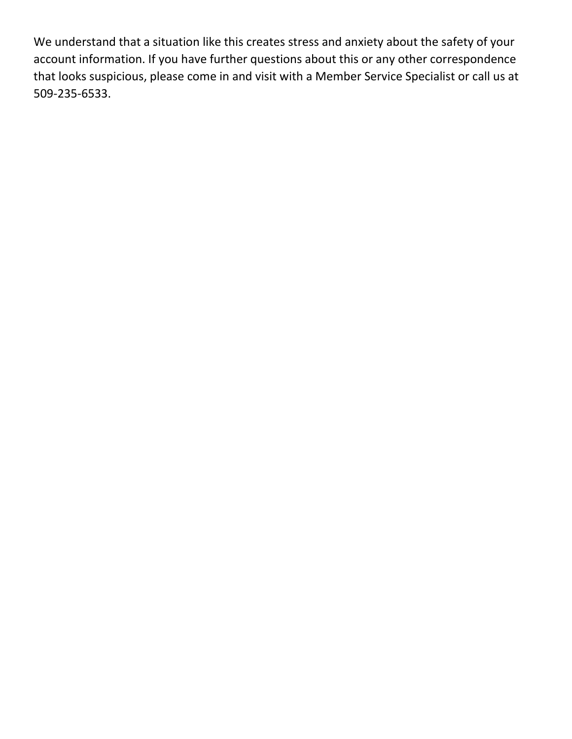We understand that a situation like this creates stress and anxiety about the safety of your account information. If you have further questions about this or any other correspondence that looks suspicious, please come in and visit with a Member Service Specialist or call us at 509-235-6533.